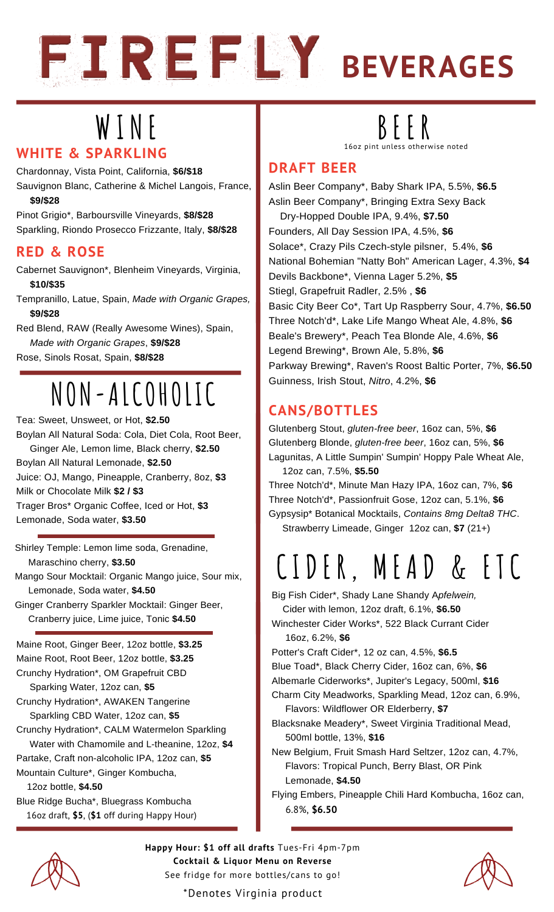# FIREFLY BEVERAGES

## WINE

### WHITE & SPARKLING

Chardonnay, Vista Point, California, **$6/$18**

Sauvignon Blanc, Catherine & Michel Langois, France, **$9/$28**

Pinot Grigio*, Barboursville Vineyards, **$8/$28**

Sparkling, Riondo Prosecco Frizzante, Italy, **$8/$28**

### RED & ROSE

Cabernet Sauvignon*, Blenheim Vineyards, Virginia, **$10/$35**

Tempranillo, Latue, Spain, *Made with Organic Grapes,* **$9/$28**

Red Blend, RAW (Really Awesome Wines), Spain, *Made with Organic Grapes*, **$9/$28**

Rose, Sinols Rosat, Spain, **$8/$28**

## NON-ALCOHOLIC

Tea: Sweet, Unsweet, or Hot, **$2.50**

Boylan All Natural Soda: Cola, Diet Cola, Root Beer, Ginger Ale, Lemon lime, Black cherry, **$2.50**

Boylan All Natural Lemonade, **$2.50**

Juice: OJ, Mango, Pineapple, Cranberry, 8oz, **$3**

Milk or Chocolate Milk **$2 / $3**

Trager Bros* Organic Coffee, Iced or Hot, **$3**

Lemonade, Soda water, **$3.50**

Shirley Temple: Lemon lime soda, Grenadine, Maraschino cherry, **$3.50**

Mango Sour Mocktail: Organic Mango juice, Sour mix, Lemonade, Soda water, **$4.50**

Ginger Cranberry Sparkler Mocktail: Ginger Beer, Cranberry juice, Lime juice, Tonic **$4.50**

Maine Root, Ginger Beer, 12oz bottle, **$3.25**

Maine Root, Root Beer, 12oz bottle, **$3.25**

Crunchy Hydration*, OM Grapefruit CBD Sparking Water, 12oz can, **$5**

Crunchy Hydration*, AWAKEN Tangerine Sparkling CBD Water, 12oz can, **$5**

Crunchy Hydration*, CALM Watermelon Sparkling Water with Chamomile and L-theanine, 12oz, **$4**

Partake, Craft non-alcoholic IPA, 12oz can, **$5**

Mountain Culture*, Ginger Kombucha, 12oz bottle, **$4.50**

Blue Ridge Bucha*, Bluegrass Kombucha 16oz draft, **$5**, (**$1** off during Happy Hour)

## BEER

16oz pint unless otherwise noted

### DRAFT BEER

Aslin Beer Company*, Baby Shark IPA, 5.5%, **$6.5**

Aslin Beer Company*, Bringing Extra Sexy Back Dry-Hopped Double IPA, 9.4%, **$7.50**

Founders, All Day Session IPA, 4.5%, **$6**

Solace*, Crazy Pils Czech-style pilsner, 5.4%, **$6**

National Bohemian "Natty Boh" American Lager, 4.3%, **$4**

Devils Backbone*, Vienna Lager 5.2%, **$5**

Stiegl, Grapefruit Radler, 2.5% , **$6**

Basic City Beer Co*, Tart Up Raspberry Sour, 4.7%, **$6.50**

Three Notch'd*, Lake Life Mango Wheat Ale, 4.8%, **$6**

Beale's Brewery*, Peach Tea Blonde Ale, 4.6%, **$6**

Legend Brewing*, Brown Ale, 5.8%, **$6**

Parkway Brewing*, Raven's Roost Baltic Porter, 7%, **$6.50**

Guinness, Irish Stout, *Nitro*, 4.2%, **$6**

### CANS/BOTTLES

Glutenberg Stout, *gluten-free beer*, 16oz can, 5%, **$6**

Glutenberg Blonde, *gluten-free beer*, 16oz can, 5%, **$6**

Lagunitas, A Little Sumpin' Sumpin' Hoppy Pale Wheat Ale, 12oz can, 7.5%, **$5.50**

Three Notch'd*, Minute Man Hazy IPA, 16oz can, 7%, **$6**

Three Notch'd*, Passionfruit Gose, 12oz can, 5.1%, **$6**

Gypsysip* Botanical Mocktails, *Contains 8mg Delta8 THC*. Strawberry Limeade, Ginger 12oz can, **$7** (21+)

## CIDER, MEAD & ETC

Big Fish Cider*, Shady Lane Shandy A*pfelwein,* Cider with lemon, 12oz draft, 6.1%, **$6.50**

Winchester Cider Works*, 522 Black Currant Cider 16oz, 6.2%, **$6**

Potter's Craft Cider*, 12 oz can, 4.5%, **$6.5**

Blue Toad*, Black Cherry Cider, 16oz can, 6%, **$6**

Albemarle Ciderworks*, Jupiter's Legacy, 500ml, **$16**

Charm City Meadworks, Sparkling Mead, 12oz can, 6.9%, Flavors: Wildflower OR Elderberry, **$7**

Blacksnake Meadery*, Sweet Virginia Traditional Mead, 500ml bottle, 13%, **$16**

New Belgium, Fruit Smash Hard Seltzer, 12oz can, 4.7%, Flavors: Tropical Punch, Berry Blast, OR Pink Lemonade, **$4.50**

Flying Embers, Pineapple Chili Hard Kombucha, 16oz can, 6.8%, **$6.50**

**Happy Hour: $1 off all drafts** Tues-Fri 4pm-7pm

**Cocktail & Liquor Menu on Reverse**

See fridge for more bottles/cans to go!

*Denotes Virginia product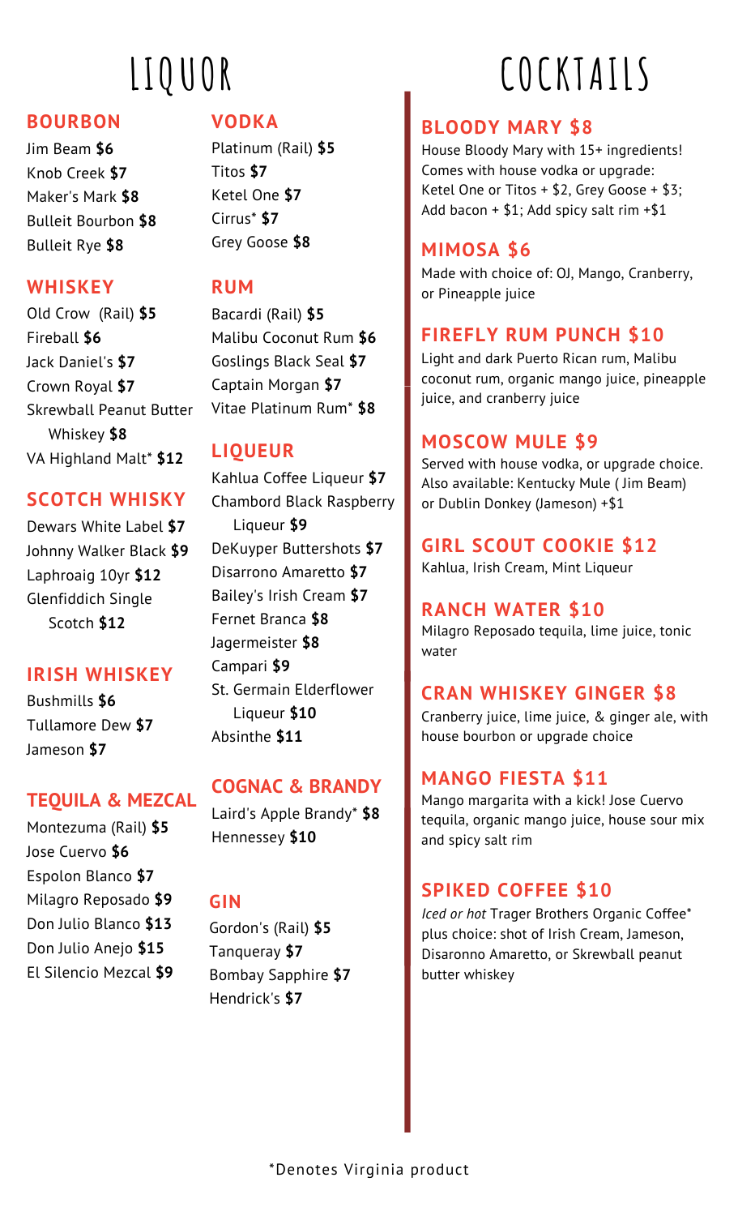# LIQUOR

## BOURBON

Jim Beam **$6**
Knob Creek **$7**
Maker's Mark **$8**
Bulleit Bourbon **$8**
Bulleit Rye **$8**

## WHISKEY

Old Crow (Rail) **$5**
Fireball **$6**
Jack Daniel's **$7**
Crown Royal **$7**
Skrewball Peanut Butter Whiskey **$8**
VA Highland Malt* **$12**

## SCOTCH WHISKY

Dewars White Label **$7**
Johnny Walker Black **$9**
Laphroaig 10yr **$12**
Glenfiddich Single Scotch **$12**

## IRISH WHISKEY

Bushmills **$6**
Tullamore Dew **$7**
Jameson **$7**

## TEQUILA & MEZCAL

Montezuma (Rail) **$5**
Jose Cuervo **$6**
Espolon Blanco **$7**
Milagro Reposado **$9**
Don Julio Blanco **$13**
Don Julio Anejo **$15**
El Silencio Mezcal **$9**

## VODKA

Platinum (Rail) **$5**
Titos **$7**
Ketel One **$7**
Cirrus* **$7**
Grey Goose **$8**

## RUM

Bacardi (Rail) **$5**
Malibu Coconut Rum **$6**
Goslings Black Seal **$7**
Captain Morgan **$7**
Vitae Platinum Rum* **$8**

## LIQUEUR

Kahlua Coffee Liqueur **$7**
Chambord Black Raspberry Liqueur **$9**
DeKuyper Buttershots **$7**
Disarrono Amaretto **$7**
Bailey's Irish Cream **$7**
Fernet Branca **$8**
Jagermeister **$8**
Campari **$9**
St. Germain Elderflower Liqueur **$10**
Absinthe **$11**

## COGNAC & BRANDY

Laird's Apple Brandy* **$8**
Hennessey **$10**

## GIN

Gordon's (Rail) **$5**
Tanqueray **$7**
Bombay Sapphire **$7**
Hendrick's **$7**

# COCKTAILS

## BLOODY MARY $8

House Bloody Mary with 15+ ingredients! Comes with house vodka or upgrade: Ketel One or Titos + $2, Grey Goose + $3; Add bacon + $1; Add spicy salt rim +$1

## MIMOSA $6

Made with choice of: OJ, Mango, Cranberry, or Pineapple juice

## FIREFLY RUM PUNCH $10

Light and dark Puerto Rican rum, Malibu coconut rum, organic mango juice, pineapple juice, and cranberry juice

## MOSCOW MULE $9

Served with house vodka, or upgrade choice. Also available: Kentucky Mule ( Jim Beam) or Dublin Donkey (Jameson) +$1

## GIRL SCOUT COOKIE $12

Kahlua, Irish Cream, Mint Liqueur

## RANCH WATER $10

Milagro Reposado tequila, lime juice, tonic water

## CRAN WHISKEY GINGER $8

Cranberry juice, lime juice, & ginger ale, with house bourbon or upgrade choice

## MANGO FIESTA $11

Mango margarita with a kick! Jose Cuervo tequila, organic mango juice, house sour mix and spicy salt rim

## SPIKED COFFEE $10

*Iced or hot* Trager Brothers Organic Coffee* plus choice: shot of Irish Cream, Jameson, Disaronno Amaretto, or Skrewball peanut butter whiskey

*Denotes Virginia product